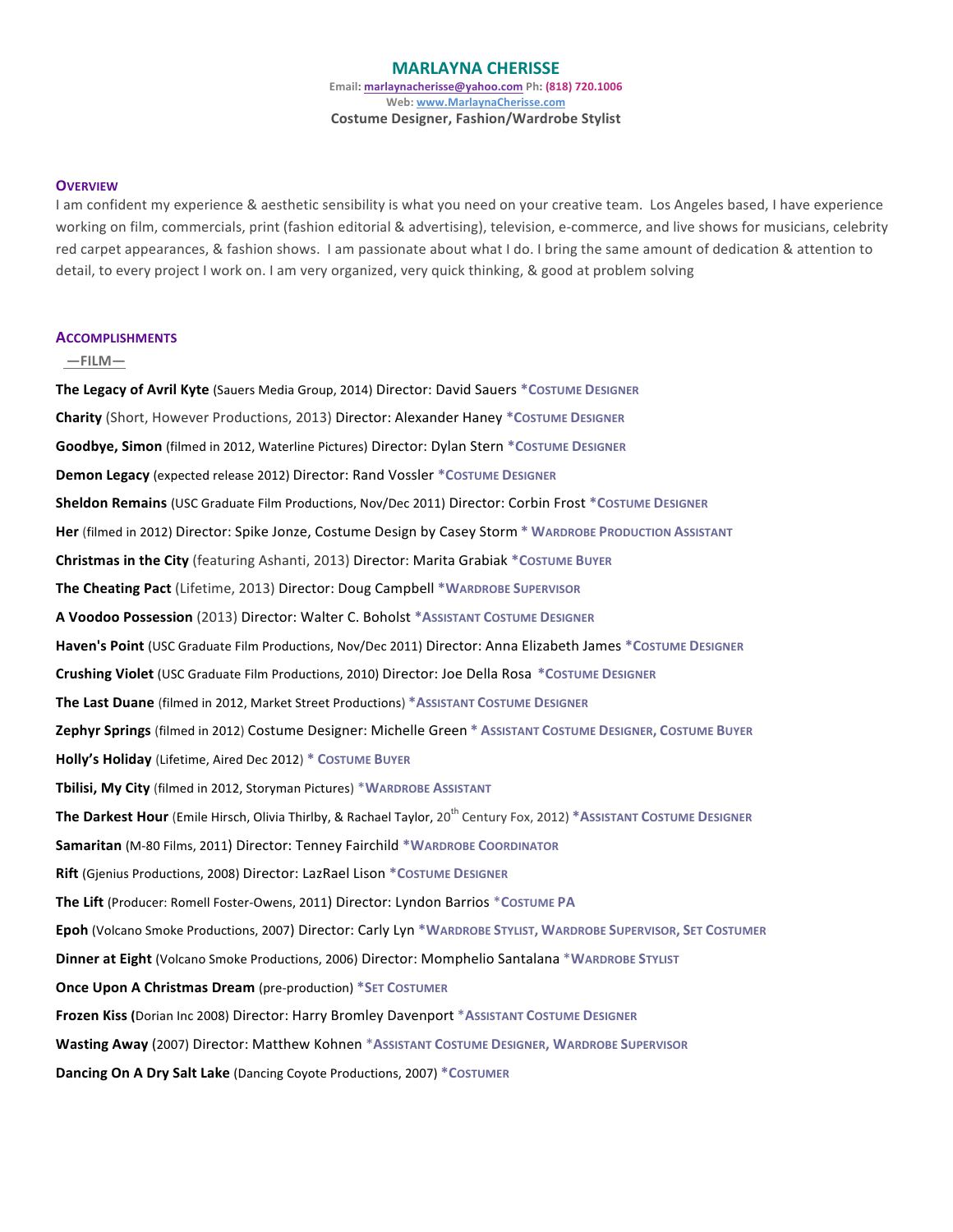# MARLAYNA CHERISSE

**Email:** marlaynacherisse@yahoo.com **Ph:** (818) 720.1006
**Web:** www.MarlaynaCherisse.com
**Costume Designer, Fashion/Wardrobe Stylist**

## OVERVIEW

I am confident my experience & aesthetic sensibility is what you need on your creative team. Los Angeles based, I have experience working on film, commercials, print (fashion editorial & advertising), television, e-commerce, and live shows for musicians, celebrity red carpet appearances, & fashion shows. I am passionate about what I do. I bring the same amount of dedication & attention to detail, to every project I work on. I am very organized, very quick thinking, & good at problem solving

## ACCOMPLISHMENTS

### —FILM—

**The Legacy of Avril Kyte** (Sauers Media Group, 2014) Director: David Sauers *COSTUME DESIGNER

**Charity** (Short, However Productions, 2013) Director: Alexander Haney *COSTUME DESIGNER

**Goodbye, Simon** (filmed in 2012, Waterline Pictures) Director: Dylan Stern *COSTUME DESIGNER

**Demon Legacy** (expected release 2012) Director: Rand Vossler *COSTUME DESIGNER

**Sheldon Remains** (USC Graduate Film Productions, Nov/Dec 2011) Director: Corbin Frost *COSTUME DESIGNER

**Her** (filmed in 2012) Director: Spike Jonze, Costume Design by Casey Storm * WARDROBE PRODUCTION ASSISTANT

**Christmas in the City** (featuring Ashanti, 2013) Director: Marita Grabiak *COSTUME BUYER

**The Cheating Pact** (Lifetime, 2013) Director: Doug Campbell *WARDROBE SUPERVISOR

**A Voodoo Possession** (2013) Director: Walter C. Boholst *ASSISTANT COSTUME DESIGNER

**Haven's Point** (USC Graduate Film Productions, Nov/Dec 2011) Director: Anna Elizabeth James *COSTUME DESIGNER

**Crushing Violet** (USC Graduate Film Productions, 2010) Director: Joe Della Rosa *COSTUME DESIGNER

**The Last Duane** (filmed in 2012, Market Street Productions) *ASSISTANT COSTUME DESIGNER

**Zephyr Springs** (filmed in 2012) Costume Designer: Michelle Green * ASSISTANT COSTUME DESIGNER, COSTUME BUYER

**Holly's Holiday** (Lifetime, Aired Dec 2012) * COSTUME BUYER

**Tbilisi, My City** (filmed in 2012, Storyman Pictures) *WARDROBE ASSISTANT

**The Darkest Hour** (Emile Hirsch, Olivia Thirlby, & Rachael Taylor, 20th Century Fox, 2012) *ASSISTANT COSTUME DESIGNER

**Samaritan** (M-80 Films, 2011) Director: Tenney Fairchild *WARDROBE COORDINATOR

**Rift** (Gjenius Productions, 2008) Director: LazRael Lison *COSTUME DESIGNER

**The Lift** (Producer: Romell Foster-Owens, 2011) Director: Lyndon Barrios *COSTUME PA

**Epoh** (Volcano Smoke Productions, 2007) Director: Carly Lyn *WARDROBE STYLIST, WARDROBE SUPERVISOR, SET COSTUMER

**Dinner at Eight** (Volcano Smoke Productions, 2006) Director: Momphelio Santalana *WARDROBE STYLIST

**Once Upon A Christmas Dream** (pre-production) *SET COSTUMER

**Frozen Kiss (**Dorian Inc 2008) Director: Harry Bromley Davenport *ASSISTANT COSTUME DESIGNER

**Wasting Away** (2007) Director: Matthew Kohnen *ASSISTANT COSTUME DESIGNER, WARDROBE SUPERVISOR

**Dancing On A Dry Salt Lake** (Dancing Coyote Productions, 2007) *COSTUMER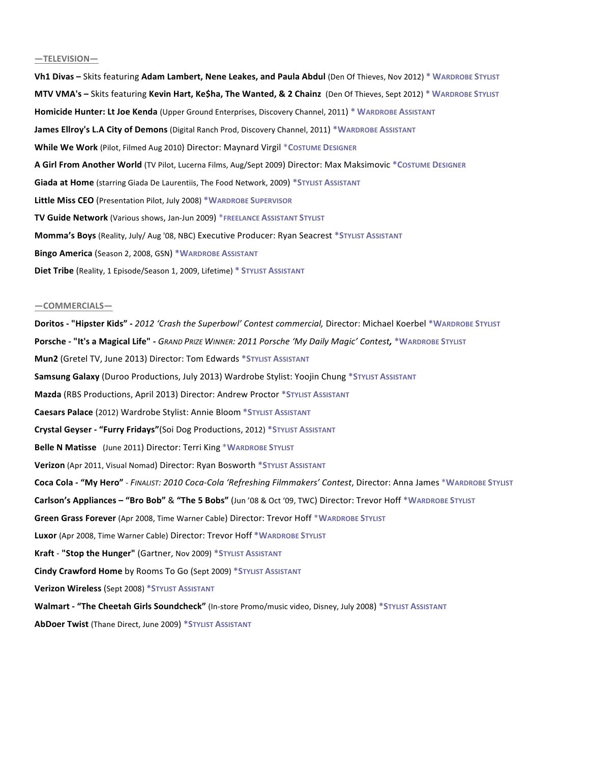## —TELEVISION—

**Vh1 Divas –** Skits featuring **Adam Lambert, Nene Leakes, and Paula Abdul** (Den Of Thieves, Nov 2012) * **WARDROBE STYLIST**

**MTV VMA's –** Skits featuring **Kevin Hart, Ke$ha, The Wanted, & 2 Chainz** (Den Of Thieves, Sept 2012) * **WARDROBE STYLIST**

**Homicide Hunter: Lt Joe Kenda** (Upper Ground Enterprises, Discovery Channel, 2011) * **WARDROBE ASSISTANT**

**James Ellroy's L.A City of Demons** (Digital Ranch Prod, Discovery Channel, 2011) ***WARDROBE ASSISTANT**

**While We Work** (Pilot, Filmed Aug 2010) Director: Maynard Virgil ***COSTUME DESIGNER**

**A Girl From Another World** (TV Pilot, Lucerna Films, Aug/Sept 2009) Director: Max Maksimovic ***COSTUME DESIGNER**

**Giada at Home** (starring Giada De Laurentiis, The Food Network, 2009) ***STYLIST ASSISTANT**

**Little Miss CEO** (Presentation Pilot, July 2008) ***WARDROBE SUPERVISOR**

**TV Guide Network** (Various shows, Jan-Jun 2009) ***FREELANCE ASSISTANT STYLIST**

**Momma's Boys** (Reality, July/ Aug '08, NBC) Executive Producer: Ryan Seacrest ***STYLIST ASSISTANT**

**Bingo America** (Season 2, 2008, GSN) ***WARDROBE ASSISTANT**

**Diet Tribe** (Reality, 1 Episode/Season 1, 2009, Lifetime) * **STYLIST ASSISTANT**

## —COMMERCIALS—

**Doritos - "Hipster Kids" -** *2012 'Crash the Superbowl' Contest commercial,* Director: Michael Koerbel ***WARDROBE STYLIST**

**Porsche - "It's a Magical Life" -** *GRAND PRIZE WINNER: 2011 Porsche 'My Daily Magic' Contest,* ***WARDROBE STYLIST**

**Mun2** (Gretel TV, June 2013) Director: Tom Edwards ***STYLIST ASSISTANT**

**Samsung Galaxy** (Duroo Productions, July 2013) Wardrobe Stylist: Yoojin Chung ***STYLIST ASSISTANT**

**Mazda** (RBS Productions, April 2013) Director: Andrew Proctor ***STYLIST ASSISTANT**

**Caesars Palace** (2012) Wardrobe Stylist: Annie Bloom ***STYLIST ASSISTANT**

**Crystal Geyser - "Furry Fridays"**(Soi Dog Productions, 2012) ***STYLIST ASSISTANT**

**Belle N Matisse** (June 2011) Director: Terri King ***WARDROBE STYLIST**

**Verizon** (Apr 2011, Visual Nomad) Director: Ryan Bosworth ***STYLIST ASSISTANT**

**Coca Cola - "My Hero"** - *FINALIST: 2010 Coca-Cola 'Refreshing Filmmakers' Contest*, Director: Anna James ***WARDROBE STYLIST**

**Carlson's Appliances – "Bro Bob"** & **"The 5 Bobs"** (Jun '08 & Oct '09, TWC) Director: Trevor Hoff ***WARDROBE STYLIST**

**Green Grass Forever** (Apr 2008, Time Warner Cable) Director: Trevor Hoff ***WARDROBE STYLIST**

**Luxor** (Apr 2008, Time Warner Cable) Director: Trevor Hoff ***WARDROBE STYLIST**

**Kraft** - **"Stop the Hunger"** (Gartner, Nov 2009) ***STYLIST ASSISTANT**

**Cindy Crawford Home** by Rooms To Go (Sept 2009) ***STYLIST ASSISTANT**

**Verizon Wireless** (Sept 2008) ***STYLIST ASSISTANT**

**Walmart - "The Cheetah Girls Soundcheck"** (In-store Promo/music video, Disney, July 2008) ***STYLIST ASSISTANT**

**AbDoer Twist** (Thane Direct, June 2009) ***STYLIST ASSISTANT**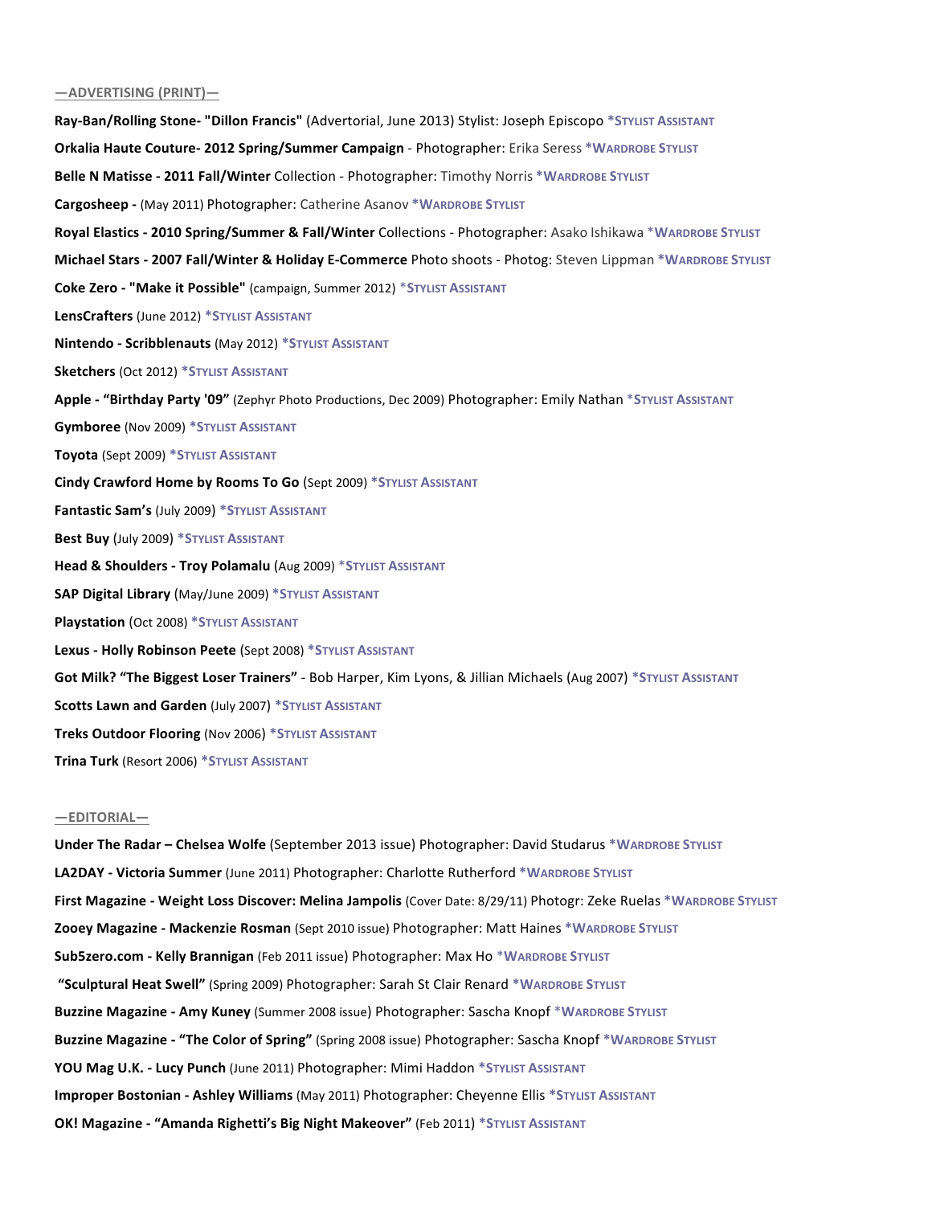## —ADVERTISING (PRINT)—

**Ray-Ban/Rolling Stone- "Dillon Francis"** (Advertorial, June 2013) Stylist: Joseph Episcopo ***STYLIST ASSISTANT**

**Orkalia Haute Couture- 2012 Spring/Summer Campaign** - Photographer: Erika Seress ***WARDROBE STYLIST**

**Belle N Matisse - 2011 Fall/Winter** Collection - Photographer: Timothy Norris ***WARDROBE STYLIST**

**Cargosheep -** (May 2011) Photographer: Catherine Asanov ***WARDROBE STYLIST**

**Royal Elastics - 2010 Spring/Summer & Fall/Winter** Collections - Photographer: Asako Ishikawa ***WARDROBE STYLIST**

**Michael Stars - 2007 Fall/Winter & Holiday E-Commerce** Photo shoots - Photog: Steven Lippman ***WARDROBE STYLIST**

**Coke Zero - "Make it Possible"** (campaign, Summer 2012) ***STYLIST ASSISTANT**

**LensCrafters** (June 2012) ***STYLIST ASSISTANT**

**Nintendo - Scribblenauts** (May 2012) ***STYLIST ASSISTANT**

**Sketchers** (Oct 2012) ***STYLIST ASSISTANT**

**Apple - "Birthday Party '09"** (Zephyr Photo Productions, Dec 2009) Photographer: Emily Nathan ***STYLIST ASSISTANT**

**Gymboree** (Nov 2009) ***STYLIST ASSISTANT**

**Toyota** (Sept 2009) ***STYLIST ASSISTANT**

**Cindy Crawford Home by Rooms To Go** (Sept 2009) ***STYLIST ASSISTANT**

**Fantastic Sam's** (July 2009) ***STYLIST ASSISTANT**

**Best Buy** (July 2009) ***STYLIST ASSISTANT**

**Head & Shoulders - Troy Polamalu** (Aug 2009) ***STYLIST ASSISTANT**

**SAP Digital Library** (May/June 2009) ***STYLIST ASSISTANT**

**Playstation** (Oct 2008) ***STYLIST ASSISTANT**

**Lexus - Holly Robinson Peete** (Sept 2008) ***STYLIST ASSISTANT**

**Got Milk? "The Biggest Loser Trainers"** - Bob Harper, Kim Lyons, & Jillian Michaels (Aug 2007) ***STYLIST ASSISTANT**

**Scotts Lawn and Garden** (July 2007) ***STYLIST ASSISTANT**

**Treks Outdoor Flooring** (Nov 2006) ***STYLIST ASSISTANT**

**Trina Turk** (Resort 2006) ***STYLIST ASSISTANT**

## —EDITORIAL—

**Under The Radar – Chelsea Wolfe** (September 2013 issue) Photographer: David Studarus ***WARDROBE STYLIST**

**LA2DAY - Victoria Summer** (June 2011) Photographer: Charlotte Rutherford ***WARDROBE STYLIST**

**First Magazine - Weight Loss Discover: Melina Jampolis** (Cover Date: 8/29/11) Photogr: Zeke Ruelas ***WARDROBE STYLIST**

**Zooey Magazine - Mackenzie Rosman** (Sept 2010 issue) Photographer: Matt Haines ***WARDROBE STYLIST**

**Sub5zero.com - Kelly Brannigan** (Feb 2011 issue) Photographer: Max Ho ***WARDROBE STYLIST**

**"Sculptural Heat Swell"** (Spring 2009) Photographer: Sarah St Clair Renard ***WARDROBE STYLIST**

**Buzzine Magazine - Amy Kuney** (Summer 2008 issue) Photographer: Sascha Knopf ***WARDROBE STYLIST**

**Buzzine Magazine - "The Color of Spring"** (Spring 2008 issue) Photographer: Sascha Knopf ***WARDROBE STYLIST**

**YOU Mag U.K. - Lucy Punch** (June 2011) Photographer: Mimi Haddon ***STYLIST ASSISTANT**

**Improper Bostonian - Ashley Williams** (May 2011) Photographer: Cheyenne Ellis ***STYLIST ASSISTANT**

**OK! Magazine - "Amanda Righetti's Big Night Makeover"** (Feb 2011) ***STYLIST ASSISTANT**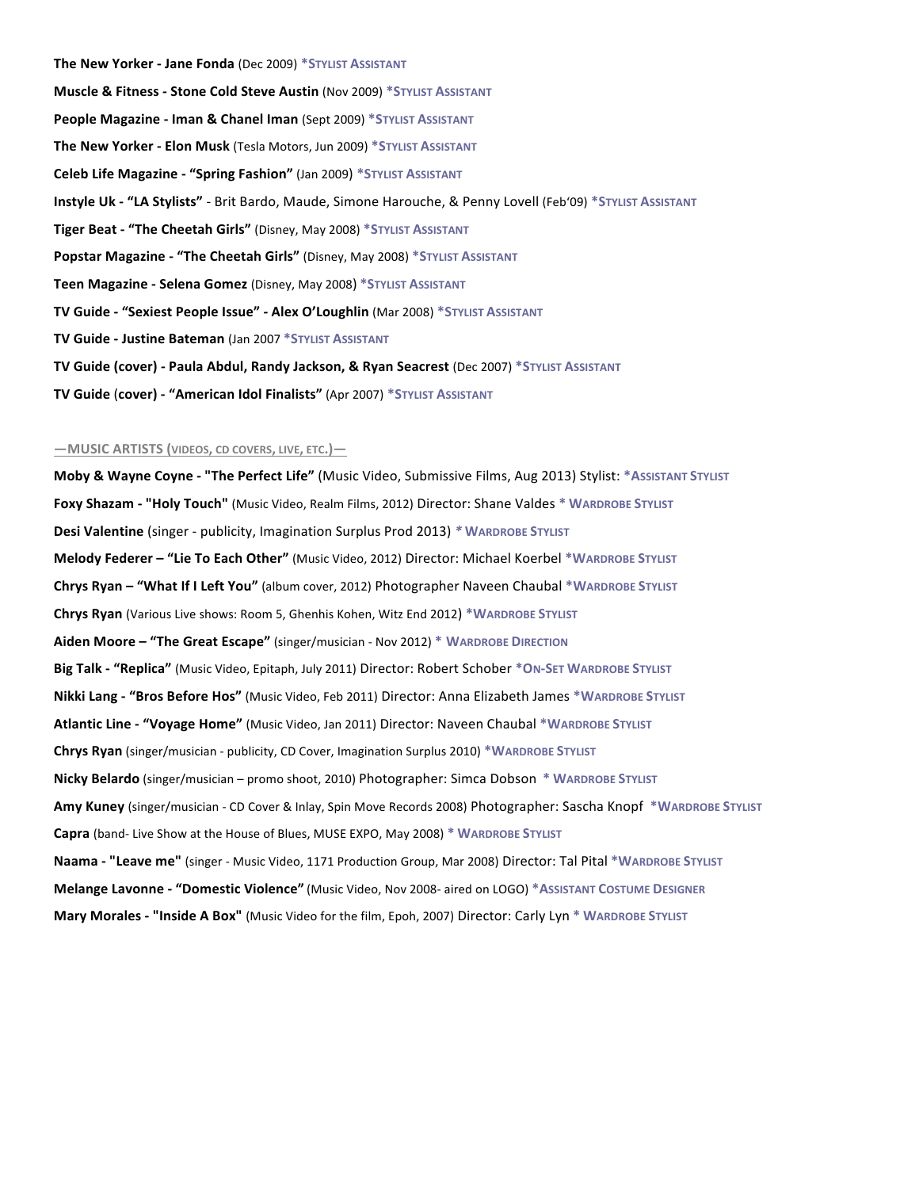**The New Yorker - Jane Fonda** (Dec 2009) ***Stylist Assistant**

**Muscle & Fitness - Stone Cold Steve Austin** (Nov 2009) ***Stylist Assistant**

**People Magazine - Iman & Chanel Iman** (Sept 2009) ***Stylist Assistant**

**The New Yorker - Elon Musk** (Tesla Motors, Jun 2009) ***Stylist Assistant**

**Celeb Life Magazine - "Spring Fashion"** (Jan 2009) ***Stylist Assistant**

**Instyle Uk - "LA Stylists"** - Brit Bardo, Maude, Simone Harouche, & Penny Lovell (Feb'09) ***Stylist Assistant**

**Tiger Beat - "The Cheetah Girls"** (Disney, May 2008) ***Stylist Assistant**

**Popstar Magazine - "The Cheetah Girls"** (Disney, May 2008) ***Stylist Assistant**

**Teen Magazine - Selena Gomez** (Disney, May 2008) ***Stylist Assistant**

**TV Guide - "Sexiest People Issue" - Alex O'Loughlin** (Mar 2008) ***Stylist Assistant**

**TV Guide - Justine Bateman** (Jan 2007 ***Stylist Assistant**

**TV Guide (cover) - Paula Abdul, Randy Jackson, & Ryan Seacrest** (Dec 2007) ***Stylist Assistant**

**TV Guide (cover) - "American Idol Finalists"** (Apr 2007) ***Stylist Assistant**

## —MUSIC ARTISTS (VIDEOS, CD COVERS, LIVE, ETC.)—

**Moby & Wayne Coyne - "The Perfect Life"** (Music Video, Submissive Films, Aug 2013) Stylist: ***Assistant Stylist**

**Foxy Shazam - "Holy Touch"** (Music Video, Realm Films, 2012) Director: Shane Valdes *** Wardrobe Stylist**

**Desi Valentine** (singer - publicity, Imagination Surplus Prod 2013) *** Wardrobe Stylist**

**Melody Federer – "Lie To Each Other"** (Music Video, 2012) Director: Michael Koerbel ***Wardrobe Stylist**

**Chrys Ryan – "What If I Left You"** (album cover, 2012) Photographer Naveen Chaubal ***Wardrobe Stylist**

**Chrys Ryan** (Various Live shows: Room 5, Ghenhis Kohen, Witz End 2012) ***Wardrobe Stylist**

**Aiden Moore – "The Great Escape"** (singer/musician - Nov 2012) *** Wardrobe Direction**

**Big Talk - "Replica"** (Music Video, Epitaph, July 2011) Director: Robert Schober ***On-Set Wardrobe Stylist**

**Nikki Lang - "Bros Before Hos"** (Music Video, Feb 2011) Director: Anna Elizabeth James ***Wardrobe Stylist**

**Atlantic Line - "Voyage Home"** (Music Video, Jan 2011) Director: Naveen Chaubal ***Wardrobe Stylist**

**Chrys Ryan** (singer/musician - publicity, CD Cover, Imagination Surplus 2010) ***Wardrobe Stylist**

**Nicky Belardo** (singer/musician – promo shoot, 2010) Photographer: Simca Dobson *** Wardrobe Stylist**

**Amy Kuney** (singer/musician - CD Cover & Inlay, Spin Move Records 2008) Photographer: Sascha Knopf ***Wardrobe Stylist**

**Capra** (band- Live Show at the House of Blues, MUSE EXPO, May 2008) *** Wardrobe Stylist**

**Naama - "Leave me"** (singer - Music Video, 1171 Production Group, Mar 2008) Director: Tal Pital ***Wardrobe Stylist**

**Melange Lavonne - "Domestic Violence"** (Music Video, Nov 2008- aired on LOGO) ***Assistant Costume Designer**

**Mary Morales - "Inside A Box"** (Music Video for the film, Epoh, 2007) Director: Carly Lyn *** Wardrobe Stylist**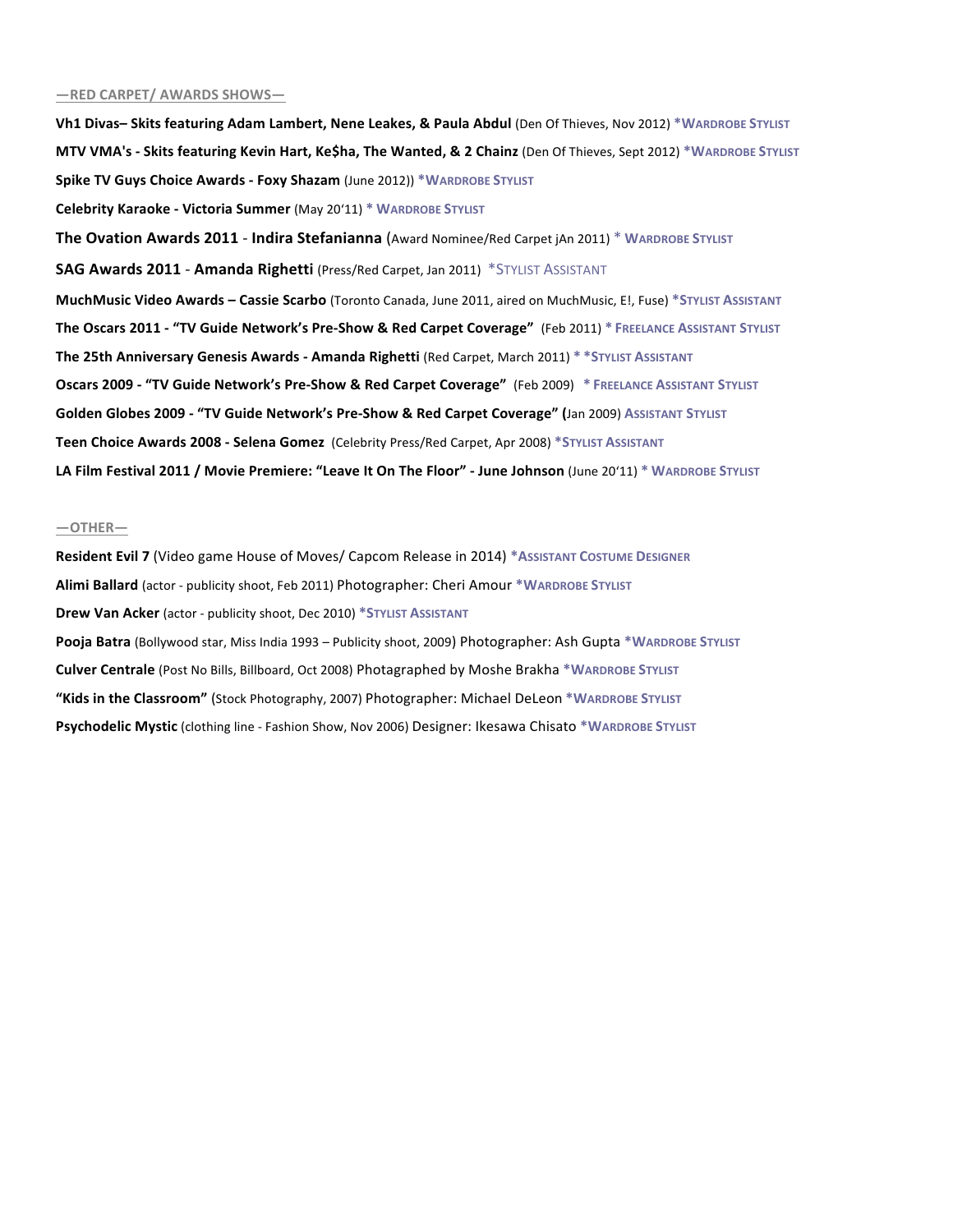## —RED CARPET/ AWARDS SHOWS—

**Vh1 Divas– Skits featuring Adam Lambert, Nene Leakes, & Paula Abdul** (Den Of Thieves, Nov 2012) ***WARDROBE STYLIST**

**MTV VMA's - Skits featuring Kevin Hart, Ke$ha, The Wanted, & 2 Chainz** (Den Of Thieves, Sept 2012) ***WARDROBE STYLIST**

**Spike TV Guys Choice Awards - Foxy Shazam** (June 2012)) ***WARDROBE STYLIST**

**Celebrity Karaoke - Victoria Summer** (May 20'11) *** WARDROBE STYLIST**

**The Ovation Awards 2011** - **Indira Stefanianna** (Award Nominee/Red Carpet jAn 2011) *** WARDROBE STYLIST**

**SAG Awards 2011** - **Amanda Righetti** (Press/Red Carpet, Jan 2011) *STYLIST ASSISTANT

**MuchMusic Video Awards – Cassie Scarbo** (Toronto Canada, June 2011, aired on MuchMusic, E!, Fuse) ***STYLIST ASSISTANT**

**The Oscars 2011 - "TV Guide Network's Pre-Show & Red Carpet Coverage"** (Feb 2011) *** FREELANCE ASSISTANT STYLIST**

**The 25th Anniversary Genesis Awards - Amanda Righetti** (Red Carpet, March 2011) *** *STYLIST ASSISTANT**

**Oscars 2009 - "TV Guide Network's Pre-Show & Red Carpet Coverage"** (Feb 2009) *** FREELANCE ASSISTANT STYLIST**

**Golden Globes 2009 - "TV Guide Network's Pre-Show & Red Carpet Coverage" (**Jan 2009) **ASSISTANT STYLIST**

**Teen Choice Awards 2008 - Selena Gomez** (Celebrity Press/Red Carpet, Apr 2008) ***STYLIST ASSISTANT**

**LA Film Festival 2011 / Movie Premiere: "Leave It On The Floor" - June Johnson** (June 20'11) *** WARDROBE STYLIST**

## —OTHER—

**Resident Evil 7** (Video game House of Moves/ Capcom Release in 2014) ***ASSISTANT COSTUME DESIGNER**

**Alimi Ballard** (actor - publicity shoot, Feb 2011) Photographer: Cheri Amour ***WARDROBE STYLIST**

**Drew Van Acker** (actor - publicity shoot, Dec 2010) ***STYLIST ASSISTANT**

**Pooja Batra** (Bollywood star, Miss India 1993 – Publicity shoot, 2009) Photographer: Ash Gupta ***WARDROBE STYLIST**

**Culver Centrale** (Post No Bills, Billboard, Oct 2008) Photagraphed by Moshe Brakha ***WARDROBE STYLIST**

**"Kids in the Classroom"** (Stock Photography, 2007) Photographer: Michael DeLeon ***WARDROBE STYLIST**

**Psychodelic Mystic** (clothing line - Fashion Show, Nov 2006) Designer: Ikesawa Chisato ***WARDROBE STYLIST**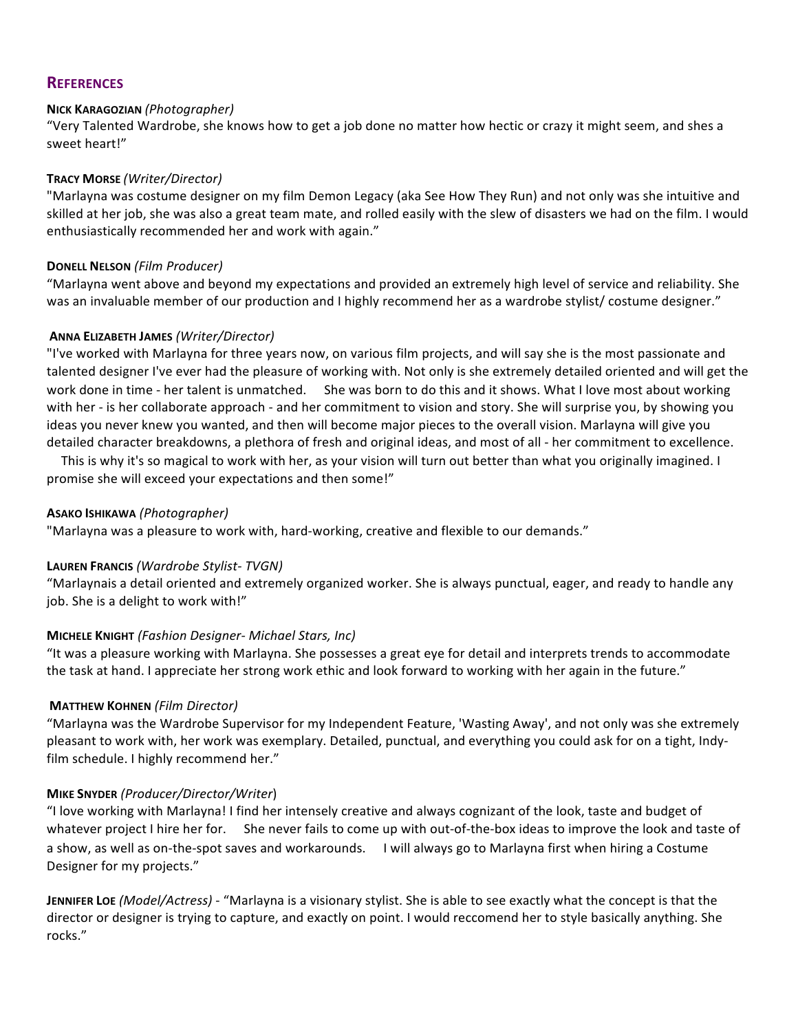## References

**Nick Karagozian** *(Photographer)*
"Very Talented Wardrobe, she knows how to get a job done no matter how hectic or crazy it might seem, and shes a sweet heart!"

**Tracy Morse** *(Writer/Director)*
"Marlayna was costume designer on my film Demon Legacy (aka See How They Run) and not only was she intuitive and skilled at her job, she was also a great team mate, and rolled easily with the slew of disasters we had on the film. I would enthusiastically recommended her and work with again."

**Donell Nelson** *(Film Producer)*
"Marlayna went above and beyond my expectations and provided an extremely high level of service and reliability. She was an invaluable member of our production and I highly recommend her as a wardrobe stylist/ costume designer."

**Anna Elizabeth James** *(Writer/Director)*
"I've worked with Marlayna for three years now, on various film projects, and will say she is the most passionate and talented designer I've ever had the pleasure of working with. Not only is she extremely detailed oriented and will get the work done in time - her talent is unmatched. She was born to do this and it shows. What I love most about working with her - is her collaborate approach - and her commitment to vision and story. She will surprise you, by showing you ideas you never knew you wanted, and then will become major pieces to the overall vision. Marlayna will give you detailed character breakdowns, a plethora of fresh and original ideas, and most of all - her commitment to excellence.
This is why it's so magical to work with her, as your vision will turn out better than what you originally imagined. I promise she will exceed your expectations and then some!"

**Asako Ishikawa** *(Photographer)*
"Marlayna was a pleasure to work with, hard-working, creative and flexible to our demands."

**Lauren Francis** *(Wardrobe Stylist- TVGN)*
"Marlaynais a detail oriented and extremely organized worker. She is always punctual, eager, and ready to handle any job. She is a delight to work with!"

**Michele Knight** *(Fashion Designer- Michael Stars, Inc)*
"It was a pleasure working with Marlayna. She possesses a great eye for detail and interprets trends to accommodate the task at hand. I appreciate her strong work ethic and look forward to working with her again in the future."

**Matthew Kohnen** *(Film Director)*
"Marlayna was the Wardrobe Supervisor for my Independent Feature, 'Wasting Away', and not only was she extremely pleasant to work with, her work was exemplary. Detailed, punctual, and everything you could ask for on a tight, Indy-film schedule. I highly recommend her."

**Mike Snyder** *(Producer/Director/Writer)*
"I love working with Marlayna! I find her intensely creative and always cognizant of the look, taste and budget of whatever project I hire her for. She never fails to come up with out-of-the-box ideas to improve the look and taste of a show, as well as on-the-spot saves and workarounds. I will always go to Marlayna first when hiring a Costume Designer for my projects."

**Jennifer Loe** *(Model/Actress)* - "Marlayna is a visionary stylist. She is able to see exactly what the concept is that the director or designer is trying to capture, and exactly on point. I would reccomend her to style basically anything. She rocks."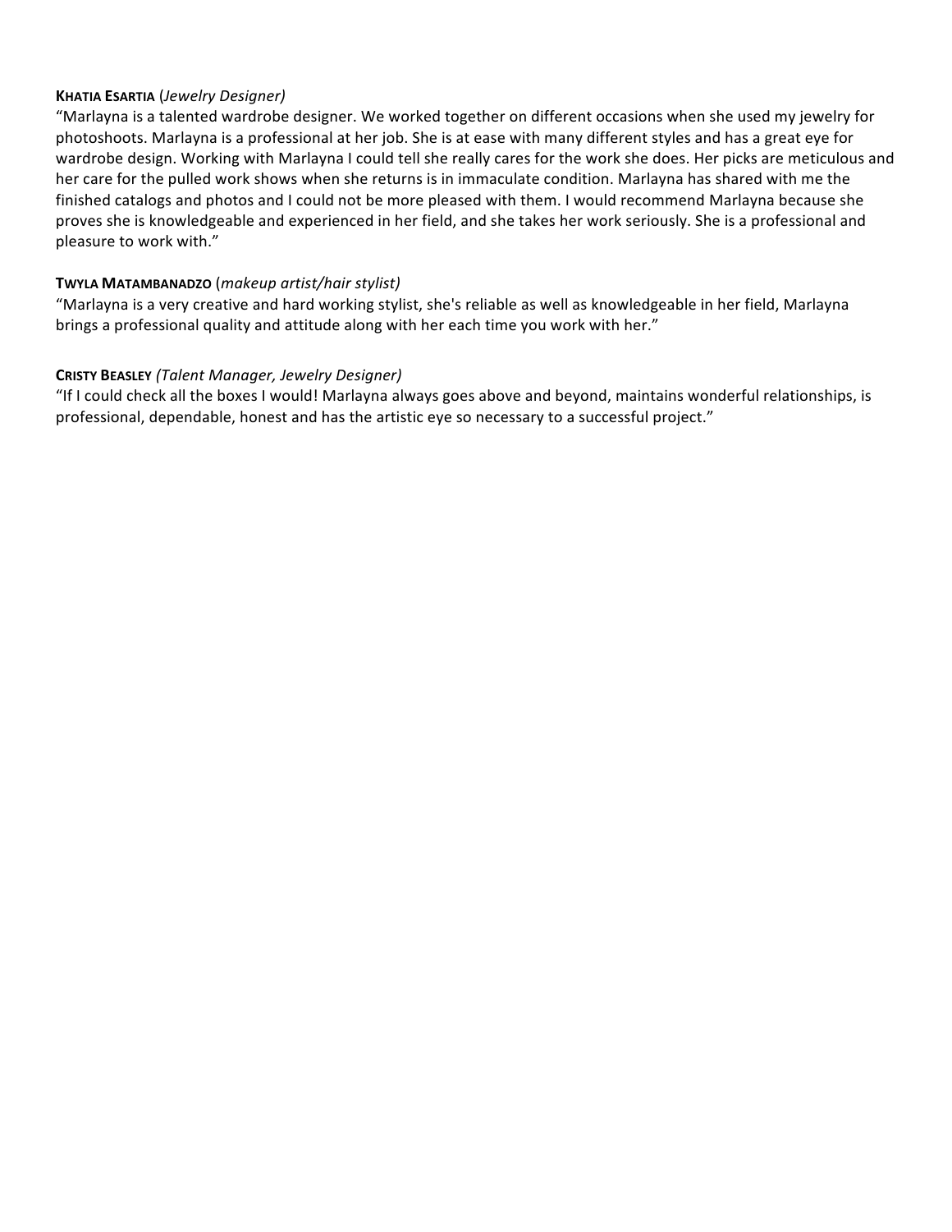**KHATIA ESARTIA** (*Jewelry Designer)*
"Marlayna is a talented wardrobe designer. We worked together on different occasions when she used my jewelry for photoshoots. Marlayna is a professional at her job. She is at ease with many different styles and has a great eye for wardrobe design. Working with Marlayna I could tell she really cares for the work she does. Her picks are meticulous and her care for the pulled work shows when she returns is in immaculate condition. Marlayna has shared with me the finished catalogs and photos and I could not be more pleased with them. I would recommend Marlayna because she proves she is knowledgeable and experienced in her field, and she takes her work seriously. She is a professional and pleasure to work with."

**TWYLA MATAMBANADZO** (*makeup artist/hair stylist)*
"Marlayna is a very creative and hard working stylist, she's reliable as well as knowledgeable in her field, Marlayna brings a professional quality and attitude along with her each time you work with her."

**CRISTY BEASLEY** *(Talent Manager, Jewelry Designer)*
"If I could check all the boxes I would! Marlayna always goes above and beyond, maintains wonderful relationships, is professional, dependable, honest and has the artistic eye so necessary to a successful project."